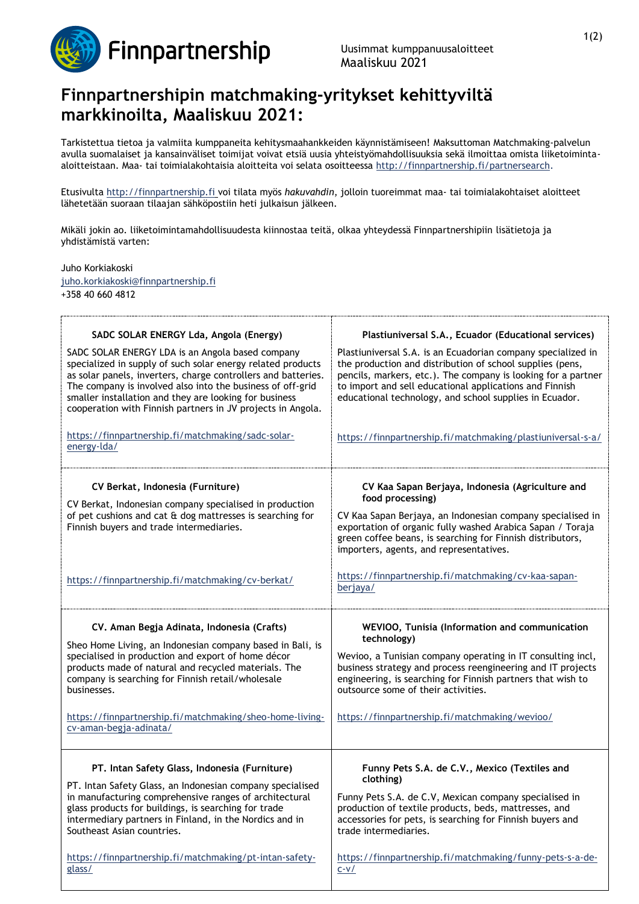Uusimmat kumppanuusaloitteet
Maaliskuu 2021

# Finnpartnershipin matchmaking-yritykset kehittyviltä markkinoilta, Maaliskuu 2021:

Tarkistettua tietoa ja valmiita kumppaneita kehitysmaahankkeiden käynnistämiseen! Maksuttoman Matchmaking-palvelun avulla suomalaiset ja kansainväliset toimijat voivat etsiä uusia yhteistyömahdollisuuksia sekä ilmoittaa omista liiketoiminta-aloitteistaan. Maa- tai toimialakohtaisia aloitteita voi selata osoitteessa http://finnpartnership.fi/partnersearch.

Etusivulta http://finnpartnership.fi voi tilata myös *hakuvahdin*, jolloin tuoreimmat maa- tai toimialakohtaiset aloitteet lähetetään suoraan tilaajan sähköpostiin heti julkaisun jälkeen.

Mikäli jokin ao. liiketoimintamahdollisuudesta kiinnostaa teitä, olkaa yhteydessä Finnpartnershipiin lisätietoja ja yhdistämistä varten:

Juho Korkiakoski
juho.korkiakoski@finnpartnership.fi
+358 40 660 4812

**SADC SOLAR ENERGY Lda, Angola (Energy)**

SADC SOLAR ENERGY LDA is an Angola based company specialized in supply of such solar energy related products as solar panels, inverters, charge controllers and batteries. The company is involved also into the business of off-grid smaller installation and they are looking for business cooperation with Finnish partners in JV projects in Angola.

https://finnpartnership.fi/matchmaking/sadc-solar-energy-lda/

**Plastiuniversal S.A., Ecuador (Educational services)**

Plastiuniversal S.A. is an Ecuadorian company specialized in the production and distribution of school supplies (pens, pencils, markers, etc.). The company is looking for a partner to import and sell educational applications and Finnish educational technology, and school supplies in Ecuador.

https://finnpartnership.fi/matchmaking/plastiuniversal-s-a/

**CV Berkat, Indonesia (Furniture)**

CV Berkat, Indonesian company specialised in production of pet cushions and cat & dog mattresses is searching for Finnish buyers and trade intermediaries.

https://finnpartnership.fi/matchmaking/cv-berkat/

**CV Kaa Sapan Berjaya, Indonesia (Agriculture and food processing)**

CV Kaa Sapan Berjaya, an Indonesian company specialised in exportation of organic fully washed Arabica Sapan / Toraja green coffee beans, is searching for Finnish distributors, importers, agents, and representatives.

https://finnpartnership.fi/matchmaking/cv-kaa-sapan-berjaya/

**CV. Aman Begja Adinata, Indonesia (Crafts)**

Sheo Home Living, an Indonesian company based in Bali, is specialised in production and export of home décor products made of natural and recycled materials. The company is searching for Finnish retail/wholesale businesses.

https://finnpartnership.fi/matchmaking/sheo-home-living-cv-aman-begja-adinata/

**WEVIOO, Tunisia (Information and communication technology)**

Wevioo, a Tunisian company operating in IT consulting incl, business strategy and process reengineering and IT projects engineering, is searching for Finnish partners that wish to outsource some of their activities.

https://finnpartnership.fi/matchmaking/wevioo/

**PT. Intan Safety Glass, Indonesia (Furniture)**

PT. Intan Safety Glass, an Indonesian company specialised in manufacturing comprehensive ranges of architectural glass products for buildings, is searching for trade intermediary partners in Finland, in the Nordics and in Southeast Asian countries.

https://finnpartnership.fi/matchmaking/pt-intan-safety-glass/

**Funny Pets S.A. de C.V., Mexico (Textiles and clothing)**

Funny Pets S.A. de C.V, Mexican company specialised in production of textile products, beds, mattresses, and accessories for pets, is searching for Finnish buyers and trade intermediaries.

https://finnpartnership.fi/matchmaking/funny-pets-s-a-de-c-v/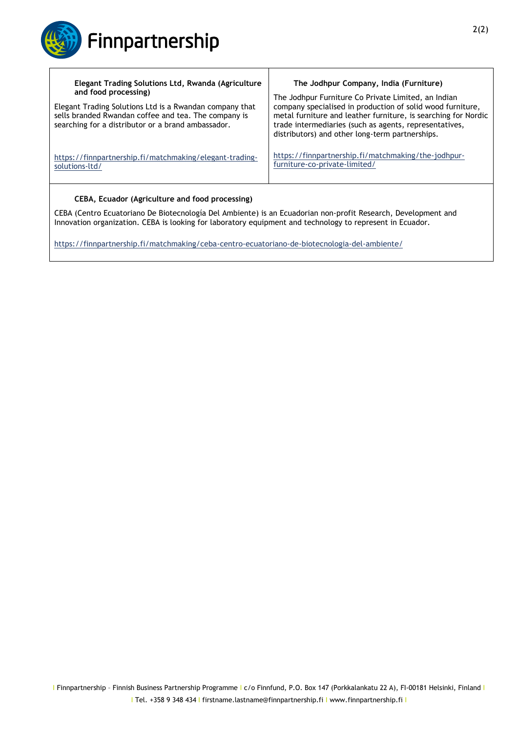**Elegant Trading Solutions Ltd, Rwanda (Agriculture and food processing)**

Elegant Trading Solutions Ltd is a Rwandan company that sells branded Rwandan coffee and tea. The company is searching for a distributor or a brand ambassador.

https://finnpartnership.fi/matchmaking/elegant-trading-solutions-ltd/

**The Jodhpur Company, India (Furniture)**

The Jodhpur Furniture Co Private Limited, an Indian company specialised in production of solid wood furniture, metal furniture and leather furniture, is searching for Nordic trade intermediaries (such as agents, representatives, distributors) and other long-term partnerships.

https://finnpartnership.fi/matchmaking/the-jodhpur-furniture-co-private-limited/

**CEBA, Ecuador (Agriculture and food processing)**

CEBA (Centro Ecuatoriano De Biotecnología Del Ambiente) is an Ecuadorian non-profit Research, Development and Innovation organization. CEBA is looking for laboratory equipment and technology to represent in Ecuador.

https://finnpartnership.fi/matchmaking/ceba-centro-ecuatoriano-de-biotecnologia-del-ambiente/